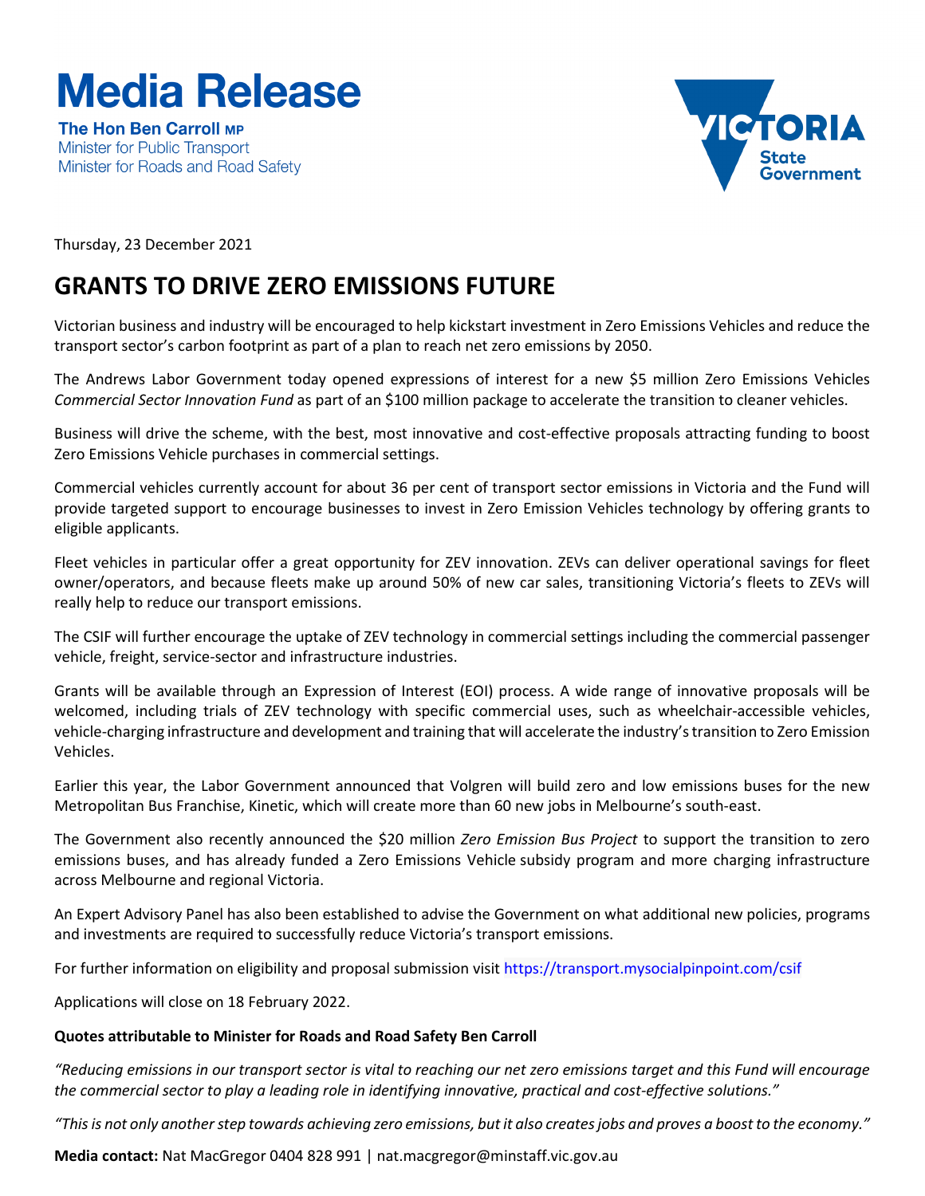# Media Release

**The Hon Ben Carroll MP**
Minister for Public Transport
Minister for Roads and Road Safety

VICTORIA State Government

Thursday, 23 December 2021

## GRANTS TO DRIVE ZERO EMISSIONS FUTURE

Victorian business and industry will be encouraged to help kickstart investment in Zero Emissions Vehicles and reduce the transport sector's carbon footprint as part of a plan to reach net zero emissions by 2050.

The Andrews Labor Government today opened expressions of interest for a new $5 million Zero Emissions Vehicles *Commercial Sector Innovation Fund* as part of an $100 million package to accelerate the transition to cleaner vehicles.

Business will drive the scheme, with the best, most innovative and cost-effective proposals attracting funding to boost Zero Emissions Vehicle purchases in commercial settings.

Commercial vehicles currently account for about 36 per cent of transport sector emissions in Victoria and the Fund will provide targeted support to encourage businesses to invest in Zero Emission Vehicles technology by offering grants to eligible applicants.

Fleet vehicles in particular offer a great opportunity for ZEV innovation. ZEVs can deliver operational savings for fleet owner/operators, and because fleets make up around 50% of new car sales, transitioning Victoria's fleets to ZEVs will really help to reduce our transport emissions.

The CSIF will further encourage the uptake of ZEV technology in commercial settings including the commercial passenger vehicle, freight, service-sector and infrastructure industries.

Grants will be available through an Expression of Interest (EOI) process. A wide range of innovative proposals will be welcomed, including trials of ZEV technology with specific commercial uses, such as wheelchair-accessible vehicles, vehicle-charging infrastructure and development and training that will accelerate the industry's transition to Zero Emission Vehicles.

Earlier this year, the Labor Government announced that Volgren will build zero and low emissions buses for the new Metropolitan Bus Franchise, Kinetic, which will create more than 60 new jobs in Melbourne's south-east.

The Government also recently announced the $20 million *Zero Emission Bus Project* to support the transition to zero emissions buses, and has already funded a Zero Emissions Vehicle subsidy program and more charging infrastructure across Melbourne and regional Victoria.

An Expert Advisory Panel has also been established to advise the Government on what additional new policies, programs and investments are required to successfully reduce Victoria's transport emissions.

For further information on eligibility and proposal submission visit https://transport.mysocialpinpoint.com/csif

Applications will close on 18 February 2022.

**Quotes attributable to Minister for Roads and Road Safety Ben Carroll**

*"Reducing emissions in our transport sector is vital to reaching our net zero emissions target and this Fund will encourage the commercial sector to play a leading role in identifying innovative, practical and cost-effective solutions."*

*"This is not only another step towards achieving zero emissions, but it also creates jobs and proves a boost to the economy."*

**Media contact:** Nat MacGregor 0404 828 991 | nat.macgregor@minstaff.vic.gov.au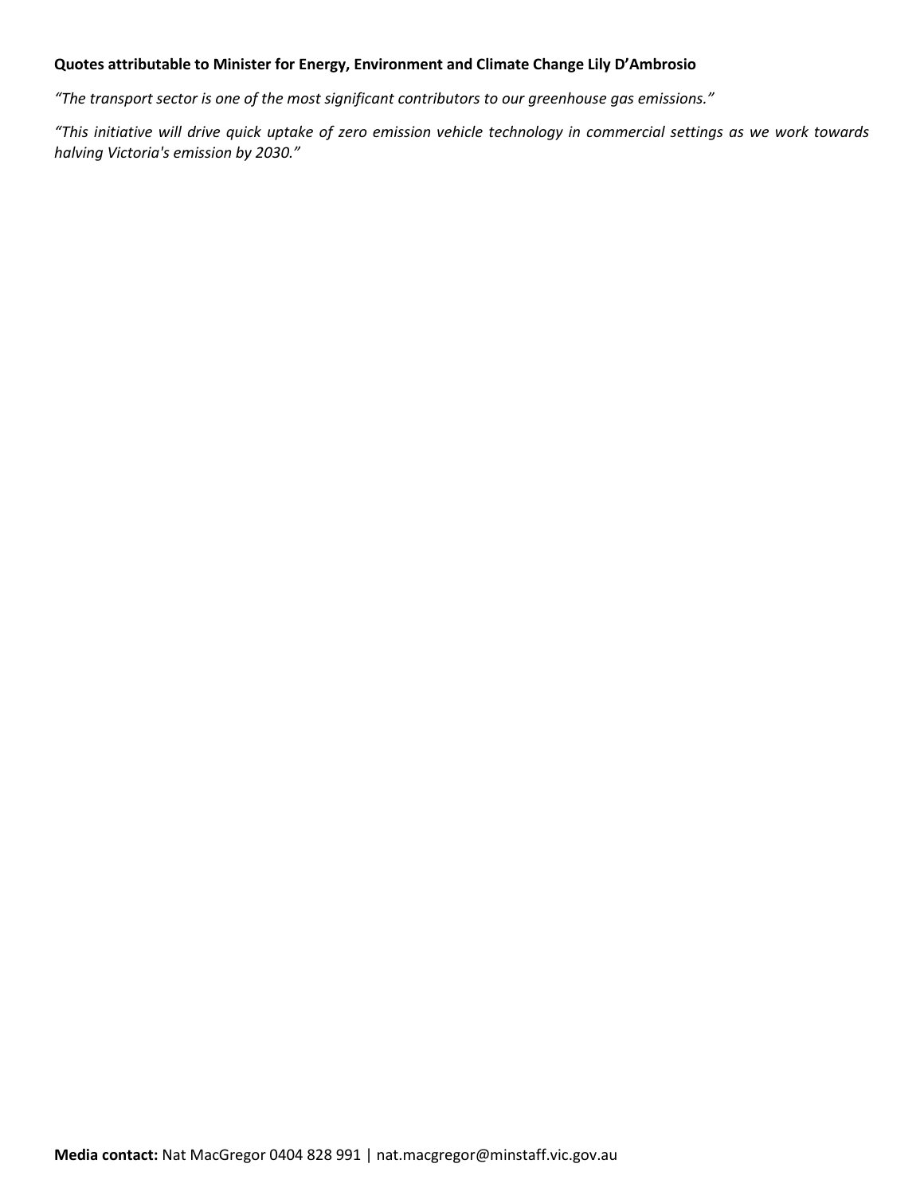**Quotes attributable to Minister for Energy, Environment and Climate Change Lily D'Ambrosio**

*"The transport sector is one of the most significant contributors to our greenhouse gas emissions."*

*"This initiative will drive quick uptake of zero emission vehicle technology in commercial settings as we work towards halving Victoria's emission by 2030."*

**Media contact:** Nat MacGregor 0404 828 991 | nat.macgregor@minstaff.vic.gov.au